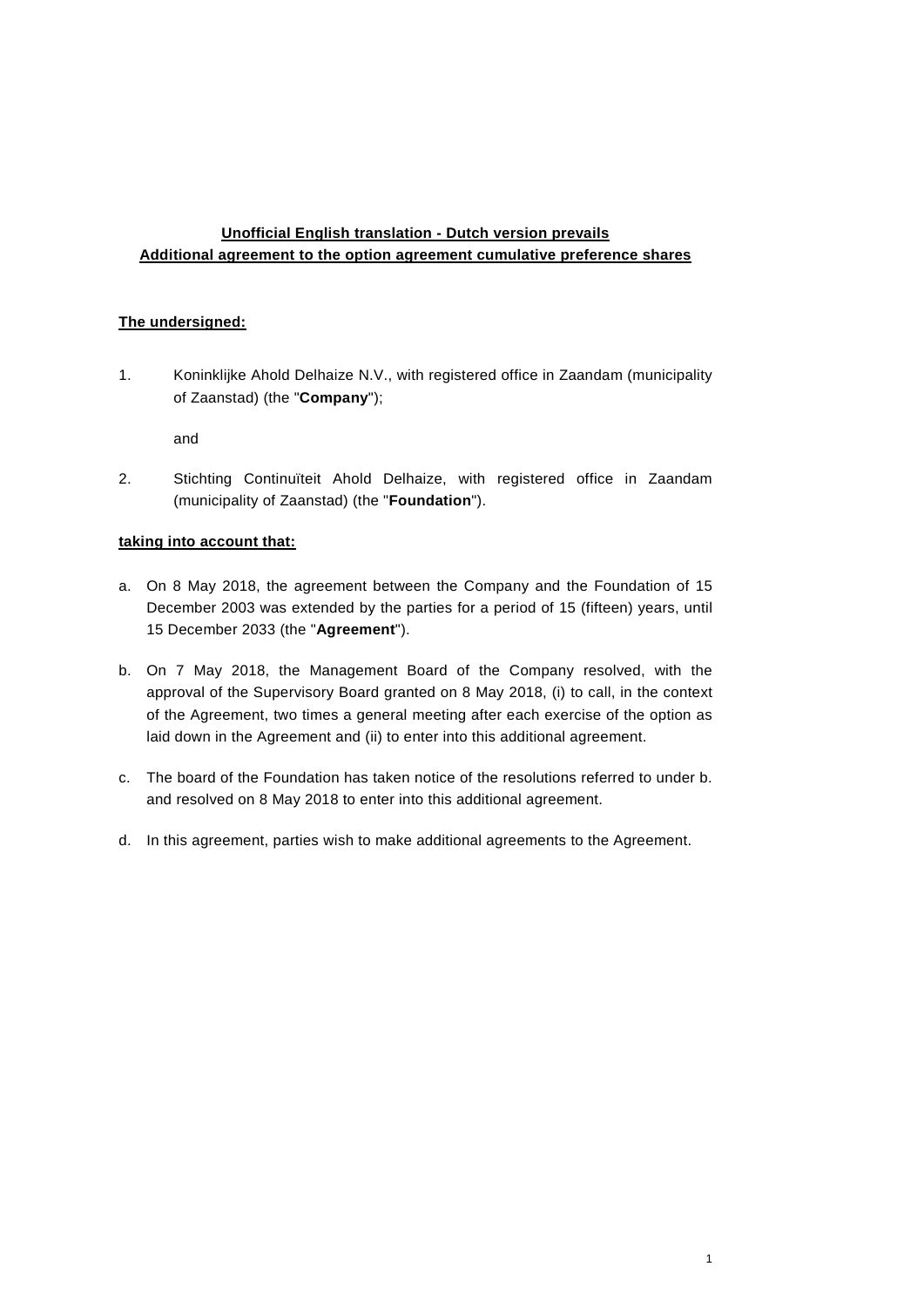**Unofficial English translation - Dutch version prevails**
**Additional agreement to the option agreement cumulative preference shares**

**The undersigned:**

1. Koninklijke Ahold Delhaize N.V., with registered office in Zaandam (municipality of Zaanstad) (the "**Company**");

   and

2. Stichting Continuïteit Ahold Delhaize, with registered office in Zaandam (municipality of Zaanstad) (the "**Foundation**").

**taking into account that:**

a. On 8 May 2018, the agreement between the Company and the Foundation of 15 December 2003 was extended by the parties for a period of 15 (fifteen) years, until 15 December 2033 (the "**Agreement**").

b. On 7 May 2018, the Management Board of the Company resolved, with the approval of the Supervisory Board granted on 8 May 2018, (i) to call, in the context of the Agreement, two times a general meeting after each exercise of the option as laid down in the Agreement and (ii) to enter into this additional agreement.

c. The board of the Foundation has taken notice of the resolutions referred to under b. and resolved on 8 May 2018 to enter into this additional agreement.

d. In this agreement, parties wish to make additional agreements to the Agreement.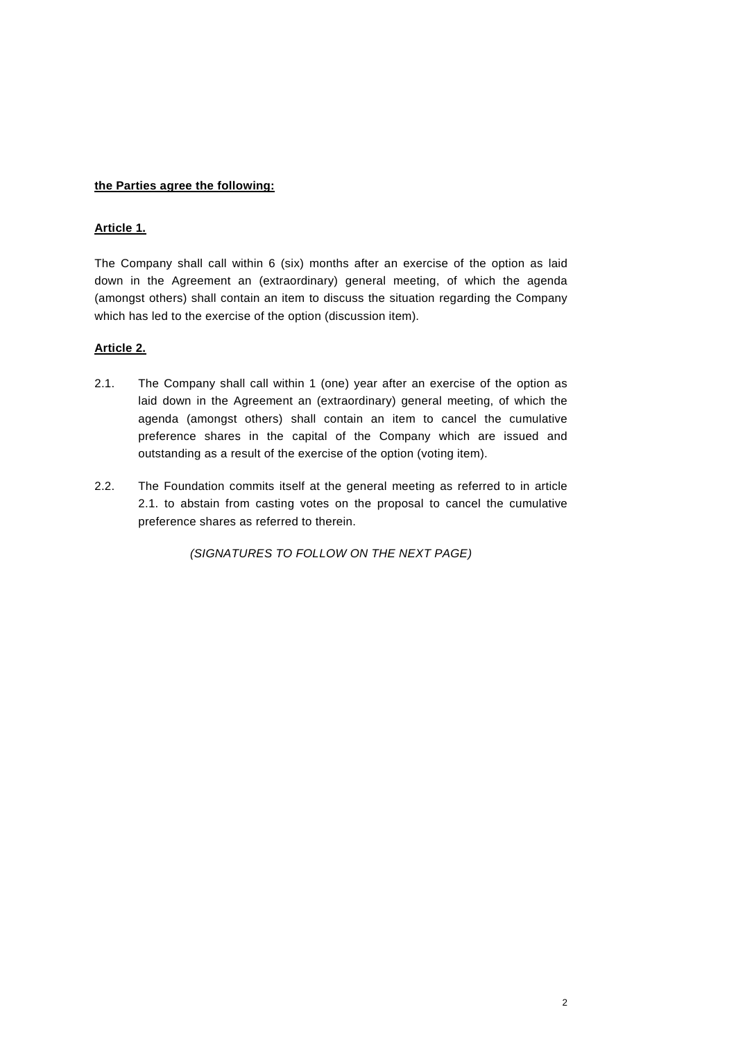**the Parties agree the following:**

**Article 1.**

The Company shall call within 6 (six) months after an exercise of the option as laid down in the Agreement an (extraordinary) general meeting, of which the agenda (amongst others) shall contain an item to discuss the situation regarding the Company which has led to the exercise of the option (discussion item).

**Article 2.**

2.1. The Company shall call within 1 (one) year after an exercise of the option as laid down in the Agreement an (extraordinary) general meeting, of which the agenda (amongst others) shall contain an item to cancel the cumulative preference shares in the capital of the Company which are issued and outstanding as a result of the exercise of the option (voting item).

2.2. The Foundation commits itself at the general meeting as referred to in article 2.1. to abstain from casting votes on the proposal to cancel the cumulative preference shares as referred to therein.

*(SIGNATURES TO FOLLOW ON THE NEXT PAGE)*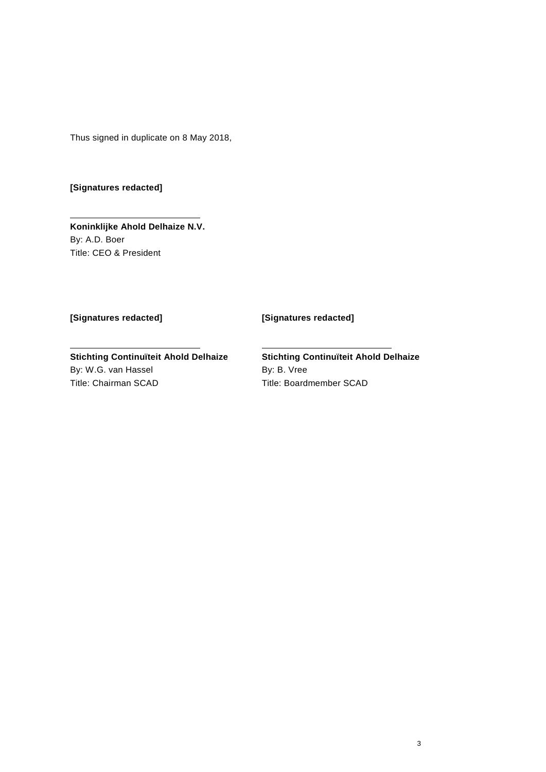Thus signed in duplicate on 8 May 2018,

**[Signatures redacted]**

\_\_\_\_\_\_\_\_\_\_\_\_\_\_\_\_\_\_\_\_\_\_\_\_\_\_\_\_

**Koninklijke Ahold Delhaize N.V.**
By: A.D. Boer
Title: CEO & President

**[Signatures redacted]**

\_\_\_\_\_\_\_\_\_\_\_\_\_\_\_\_\_\_\_\_\_\_\_\_\_\_\_\_

**Stichting Continuïteit Ahold Delhaize**
By: W.G. van Hassel
Title: Chairman SCAD

**[Signatures redacted]**

\_\_\_\_\_\_\_\_\_\_\_\_\_\_\_\_\_\_\_\_\_\_\_\_\_\_\_\_

**Stichting Continuïteit Ahold Delhaize**
By: B. Vree
Title: Boardmember SCAD